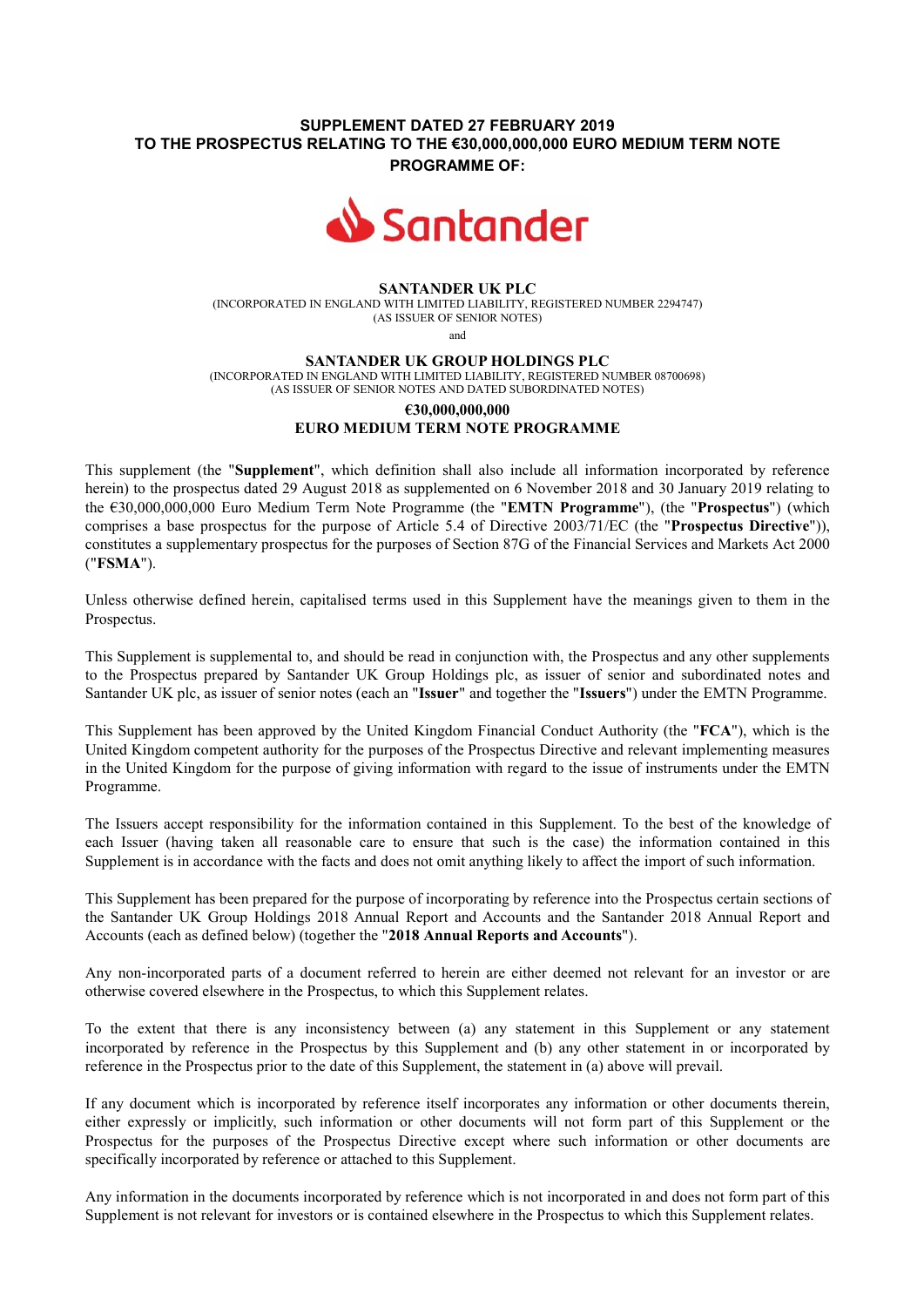# SUPPLEMENT DATED 27 FEBRUARY 2019 TO THE PROSPECTUS RELATING TO THE €30,000,000,000 EURO MEDIUM TERM NOTE PROGRAMME OF:

Santander

**SANTANDER UK PLC**

(INCORPORATED IN ENGLAND WITH LIMITED LIABILITY, REGISTERED NUMBER 2294747)

(AS ISSUER OF SENIOR NOTES)

and

**SANTANDER UK GROUP HOLDINGS PLC**

(INCORPORATED IN ENGLAND WITH LIMITED LIABILITY, REGISTERED NUMBER 08700698)

(AS ISSUER OF SENIOR NOTES AND DATED SUBORDINATED NOTES)

**€30,000,000,000**

**EURO MEDIUM TERM NOTE PROGRAMME**

This supplement (the "**Supplement**", which definition shall also include all information incorporated by reference herein) to the prospectus dated 29 August 2018 as supplemented on 6 November 2018 and 30 January 2019 relating to the €30,000,000,000 Euro Medium Term Note Programme (the "**EMTN Programme**"), (the "**Prospectus**") (which comprises a base prospectus for the purpose of Article 5.4 of Directive 2003/71/EC (the "**Prospectus Directive**")), constitutes a supplementary prospectus for the purposes of Section 87G of the Financial Services and Markets Act 2000 ("**FSMA**").

Unless otherwise defined herein, capitalised terms used in this Supplement have the meanings given to them in the Prospectus.

This Supplement is supplemental to, and should be read in conjunction with, the Prospectus and any other supplements to the Prospectus prepared by Santander UK Group Holdings plc, as issuer of senior and subordinated notes and Santander UK plc, as issuer of senior notes (each an "**Issuer**" and together the "**Issuers**") under the EMTN Programme.

This Supplement has been approved by the United Kingdom Financial Conduct Authority (the "**FCA**"), which is the United Kingdom competent authority for the purposes of the Prospectus Directive and relevant implementing measures in the United Kingdom for the purpose of giving information with regard to the issue of instruments under the EMTN Programme.

The Issuers accept responsibility for the information contained in this Supplement. To the best of the knowledge of each Issuer (having taken all reasonable care to ensure that such is the case) the information contained in this Supplement is in accordance with the facts and does not omit anything likely to affect the import of such information.

This Supplement has been prepared for the purpose of incorporating by reference into the Prospectus certain sections of the Santander UK Group Holdings 2018 Annual Report and Accounts and the Santander 2018 Annual Report and Accounts (each as defined below) (together the "**2018 Annual Reports and Accounts**").

Any non-incorporated parts of a document referred to herein are either deemed not relevant for an investor or are otherwise covered elsewhere in the Prospectus, to which this Supplement relates.

To the extent that there is any inconsistency between (a) any statement in this Supplement or any statement incorporated by reference in the Prospectus by this Supplement and (b) any other statement in or incorporated by reference in the Prospectus prior to the date of this Supplement, the statement in (a) above will prevail.

If any document which is incorporated by reference itself incorporates any information or other documents therein, either expressly or implicitly, such information or other documents will not form part of this Supplement or the Prospectus for the purposes of the Prospectus Directive except where such information or other documents are specifically incorporated by reference or attached to this Supplement.

Any information in the documents incorporated by reference which is not incorporated in and does not form part of this Supplement is not relevant for investors or is contained elsewhere in the Prospectus to which this Supplement relates.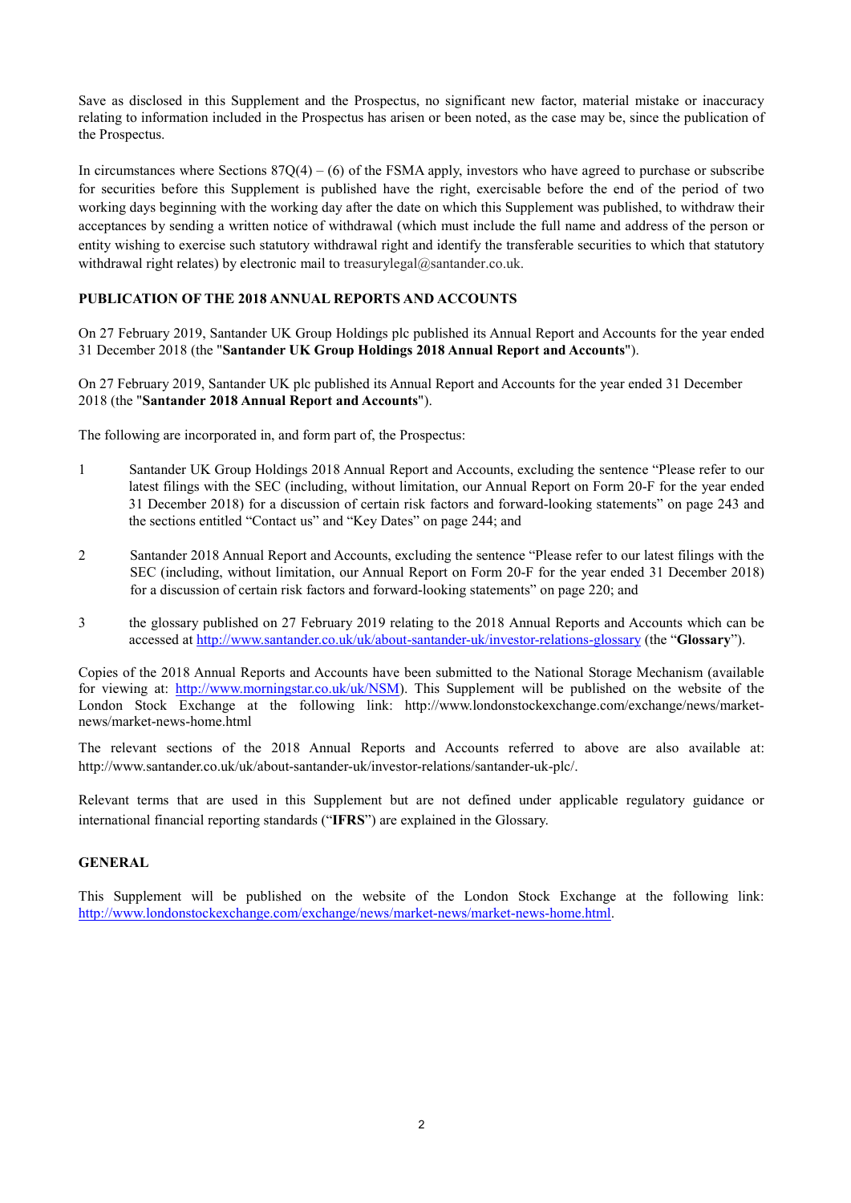Save as disclosed in this Supplement and the Prospectus, no significant new factor, material mistake or inaccuracy relating to information included in the Prospectus has arisen or been noted, as the case may be, since the publication of the Prospectus.

In circumstances where Sections 87Q(4) – (6) of the FSMA apply, investors who have agreed to purchase or subscribe for securities before this Supplement is published have the right, exercisable before the end of the period of two working days beginning with the working day after the date on which this Supplement was published, to withdraw their acceptances by sending a written notice of withdrawal (which must include the full name and address of the person or entity wishing to exercise such statutory withdrawal right and identify the transferable securities to which that statutory withdrawal right relates) by electronic mail to treasurylegal@santander.co.uk.

**PUBLICATION OF THE 2018 ANNUAL REPORTS AND ACCOUNTS**

On 27 February 2019, Santander UK Group Holdings plc published its Annual Report and Accounts for the year ended 31 December 2018 (the "**Santander UK Group Holdings 2018 Annual Report and Accounts**").

On 27 February 2019, Santander UK plc published its Annual Report and Accounts for the year ended 31 December 2018 (the "**Santander 2018 Annual Report and Accounts**").

The following are incorporated in, and form part of, the Prospectus:

1 Santander UK Group Holdings 2018 Annual Report and Accounts, excluding the sentence "Please refer to our latest filings with the SEC (including, without limitation, our Annual Report on Form 20-F for the year ended 31 December 2018) for a discussion of certain risk factors and forward-looking statements" on page 243 and the sections entitled "Contact us" and "Key Dates" on page 244; and

2 Santander 2018 Annual Report and Accounts, excluding the sentence "Please refer to our latest filings with the SEC (including, without limitation, our Annual Report on Form 20-F for the year ended 31 December 2018) for a discussion of certain risk factors and forward-looking statements" on page 220; and

3 the glossary published on 27 February 2019 relating to the 2018 Annual Reports and Accounts which can be accessed at http://www.santander.co.uk/uk/about-santander-uk/investor-relations-glossary (the "**Glossary**").

Copies of the 2018 Annual Reports and Accounts have been submitted to the National Storage Mechanism (available for viewing at: http://www.morningstar.co.uk/uk/NSM). This Supplement will be published on the website of the London Stock Exchange at the following link: http://www.londonstockexchange.com/exchange/news/market-news/market-news-home.html

The relevant sections of the 2018 Annual Reports and Accounts referred to above are also available at: http://www.santander.co.uk/uk/about-santander-uk/investor-relations/santander-uk-plc/.

Relevant terms that are used in this Supplement but are not defined under applicable regulatory guidance or international financial reporting standards ("**IFRS**") are explained in the Glossary.

**GENERAL**

This Supplement will be published on the website of the London Stock Exchange at the following link: http://www.londonstockexchange.com/exchange/news/market-news/market-news-home.html.